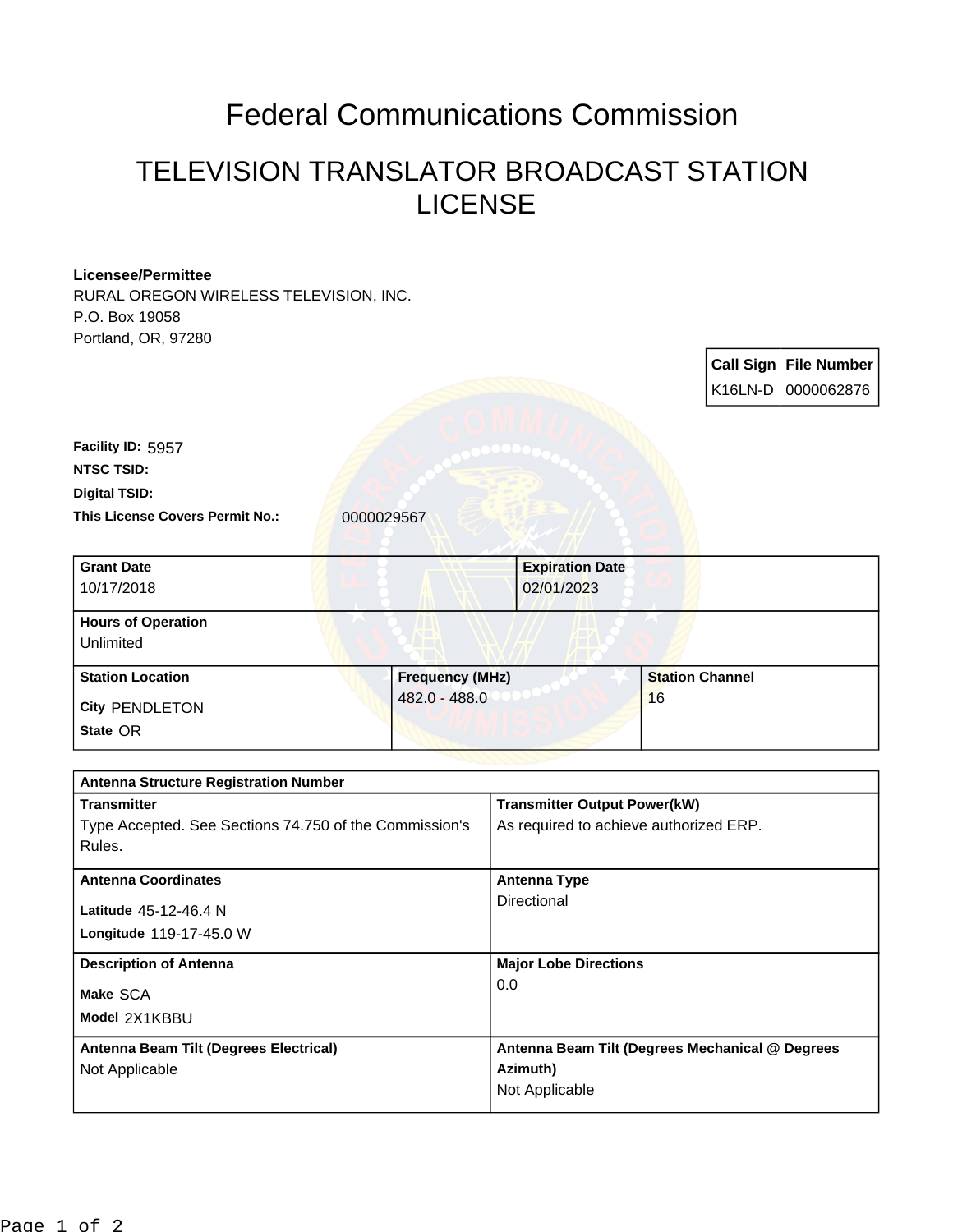# Federal Communications Commission

## TELEVISION TRANSLATOR BROADCAST STATION LICENSE

**Licensee/Permittee**
RURAL OREGON WIRELESS TELEVISION, INC.
P.O. Box 19058
Portland, OR, 97280

| Call Sign | File Number |
| --- | --- |
| K16LN-D | 0000062876 |

**Facility ID:** 5957

**NTSC TSID:**

**Digital TSID:**

**This License Covers Permit No.:** 0000029567

| Grant Date | Expiration Date |
| --- | --- |
| 10/17/2018 | 02/01/2023 |

**Hours of Operation**
Unlimited

| Station Location | Frequency (MHz) | Station Channel |
| --- | --- | --- |
| City PENDLETON<br>State OR | 482.0 - 488.0 | 16 |

**Antenna Structure Registration Number**

| Transmitter | Transmitter Output Power(kW) |
| --- | --- |
| Type Accepted. See Sections 74.750 of the Commission's Rules. | As required to achieve authorized ERP. |

| Antenna Coordinates | Antenna Type |
| --- | --- |
| Latitude 45-12-46.4 N<br>Longitude 119-17-45.0 W | Directional |

| Description of Antenna | Major Lobe Directions |
| --- | --- |
| Make SCA<br>Model 2X1KBBU | 0.0 |

| Antenna Beam Tilt (Degrees Electrical) | Antenna Beam Tilt (Degrees Mechanical @ Degrees Azimuth) |
| --- | --- |
| Not Applicable | Not Applicable |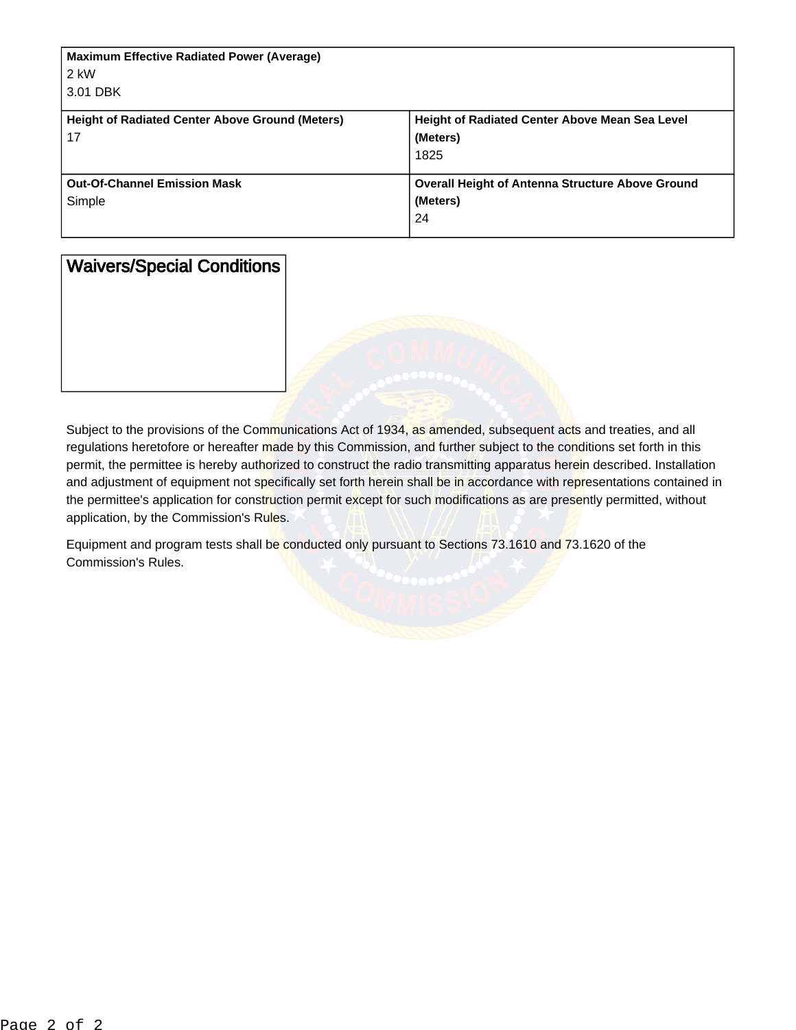| | |
|---|---|
| **Maximum Effective Radiated Power (Average)**<br>2 kW<br>3.01 DBK | |
| **Height of Radiated Center Above Ground (Meters)**<br>17 | **Height of Radiated Center Above Mean Sea Level (Meters)**<br>1825 |
| **Out-Of-Channel Emission Mask**<br>Simple | **Overall Height of Antenna Structure Above Ground (Meters)**<br>24 |

## Waivers/Special Conditions

Subject to the provisions of the Communications Act of 1934, as amended, subsequent acts and treaties, and all regulations heretofore or hereafter made by this Commission, and further subject to the conditions set forth in this permit, the permittee is hereby authorized to construct the radio transmitting apparatus herein described. Installation and adjustment of equipment not specifically set forth herein shall be in accordance with representations contained in the permittee's application for construction permit except for such modifications as are presently permitted, without application, by the Commission's Rules.

Equipment and program tests shall be conducted only pursuant to Sections 73.1610 and 73.1620 of the Commission's Rules.